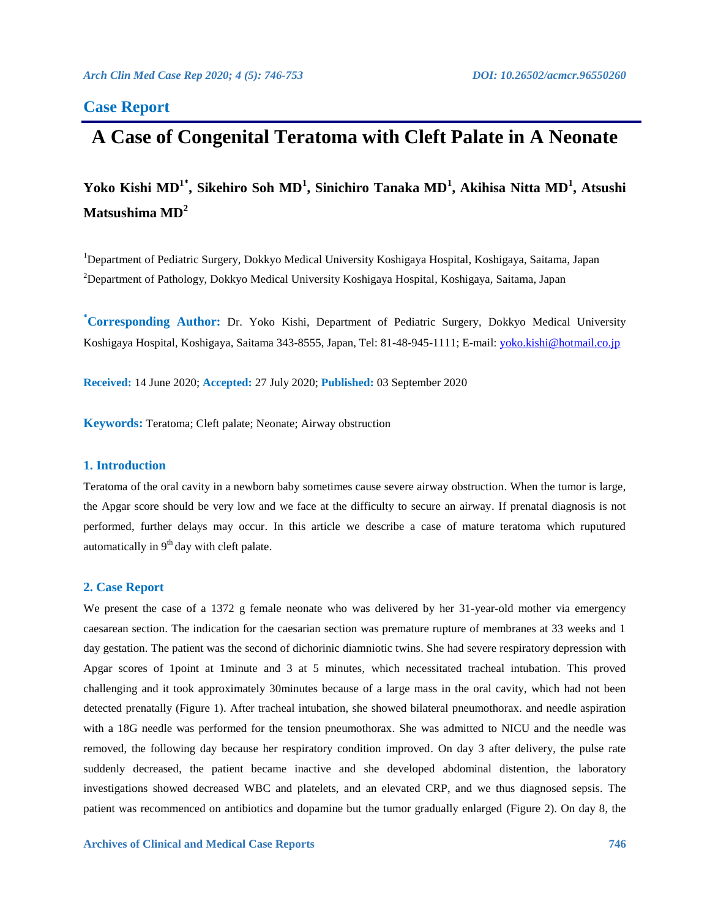## Case Report

# A Case of Congenital Teratoma with Cleft Palate in A Neonate

**Yoko Kishi MD[1*], Sikehiro Soh MD[1], Sinichiro Tanaka MD[1], Akihisa Nitta MD[1], Atsushi Matsushima MD[2]**

[1]Department of Pediatric Surgery, Dokkyo Medical University Koshigaya Hospital, Koshigaya, Saitama, Japan

[2]Department of Pathology, Dokkyo Medical University Koshigaya Hospital, Koshigaya, Saitama, Japan

**[*]Corresponding Author:** Dr. Yoko Kishi, Department of Pediatric Surgery, Dokkyo Medical University Koshigaya Hospital, Koshigaya, Saitama 343-8555, Japan, Tel: 81-48-945-1111; E-mail: yoko.kishi@hotmail.co.jp

**Received:** 14 June 2020; **Accepted:** 27 July 2020; **Published:** 03 September 2020

**Keywords:** Teratoma; Cleft palate; Neonate; Airway obstruction

## 1. Introduction

Teratoma of the oral cavity in a newborn baby sometimes cause severe airway obstruction. When the tumor is large, the Apgar score should be very low and we face at the difficulty to secure an airway. If prenatal diagnosis is not performed, further delays may occur. In this article we describe a case of mature teratoma which ruputured automatically in 9th day with cleft palate.

## 2. Case Report

We present the case of a 1372 g female neonate who was delivered by her 31-year-old mother via emergency caesarean section. The indication for the caesarian section was premature rupture of membranes at 33 weeks and 1 day gestation. The patient was the second of dichorinic diamniotic twins. She had severe respiratory depression with Apgar scores of 1point at 1minute and 3 at 5 minutes, which necessitated tracheal intubation. This proved challenging and it took approximately 30minutes because of a large mass in the oral cavity, which had not been detected prenatally (Figure 1). After tracheal intubation, she showed bilateral pneumothorax. and needle aspiration with a 18G needle was performed for the tension pneumothorax. She was admitted to NICU and the needle was removed, the following day because her respiratory condition improved. On day 3 after delivery, the pulse rate suddenly decreased, the patient became inactive and she developed abdominal distention, the laboratory investigations showed decreased WBC and platelets, and an elevated CRP, and we thus diagnosed sepsis. The patient was recommenced on antibiotics and dopamine but the tumor gradually enlarged (Figure 2). On day 8, the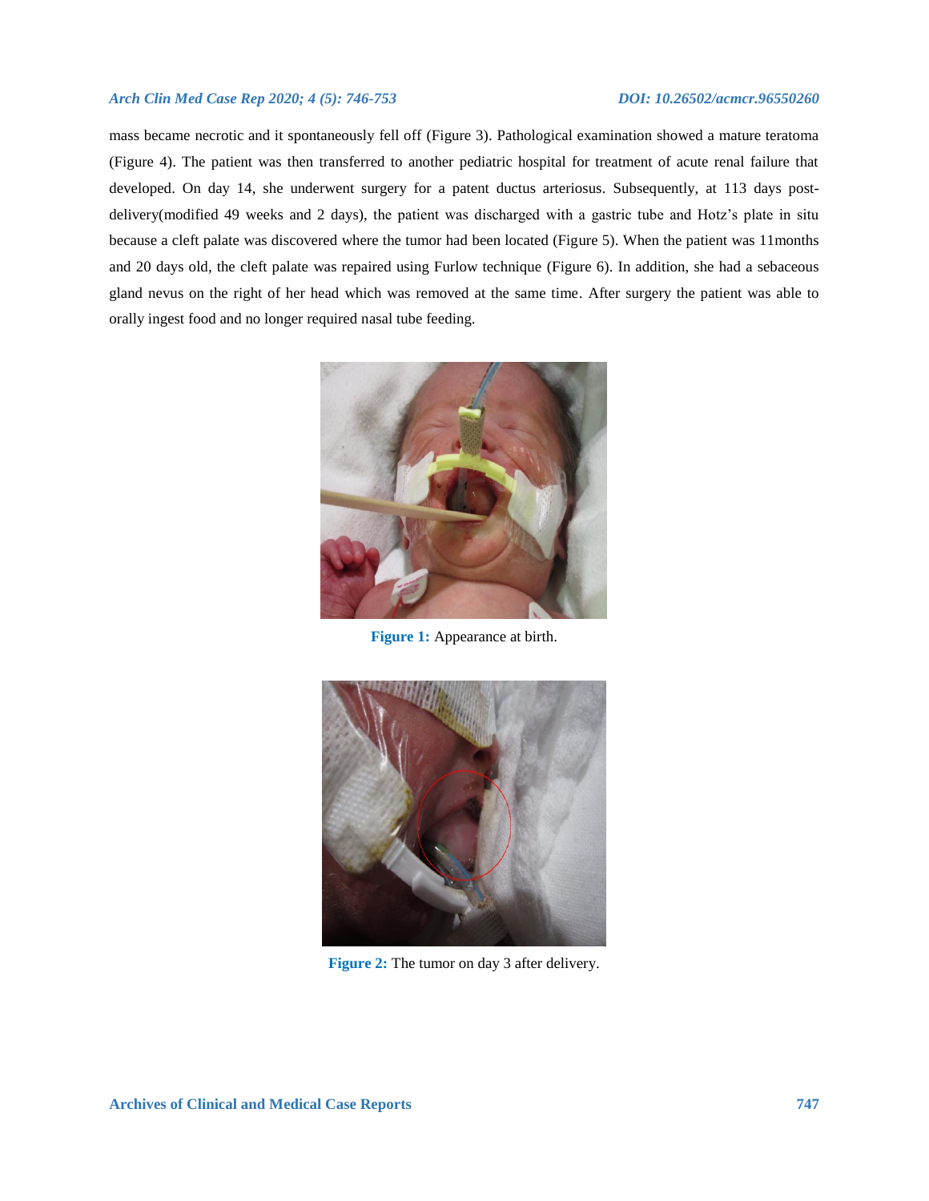mass became necrotic and it spontaneously fell off (Figure 3). Pathological examination showed a mature teratoma (Figure 4). The patient was then transferred to another pediatric hospital for treatment of acute renal failure that developed. On day 14, she underwent surgery for a patent ductus arteriosus. Subsequently, at 113 days post-delivery(modified 49 weeks and 2 days), the patient was discharged with a gastric tube and Hotz's plate in situ because a cleft palate was discovered where the tumor had been located (Figure 5). When the patient was 11months and 20 days old, the cleft palate was repaired using Furlow technique (Figure 6). In addition, she had a sebaceous gland nevus on the right of her head which was removed at the same time. After surgery the patient was able to orally ingest food and no longer required nasal tube feeding.

**Figure 1:** Appearance at birth.

**Figure 2:** The tumor on day 3 after delivery.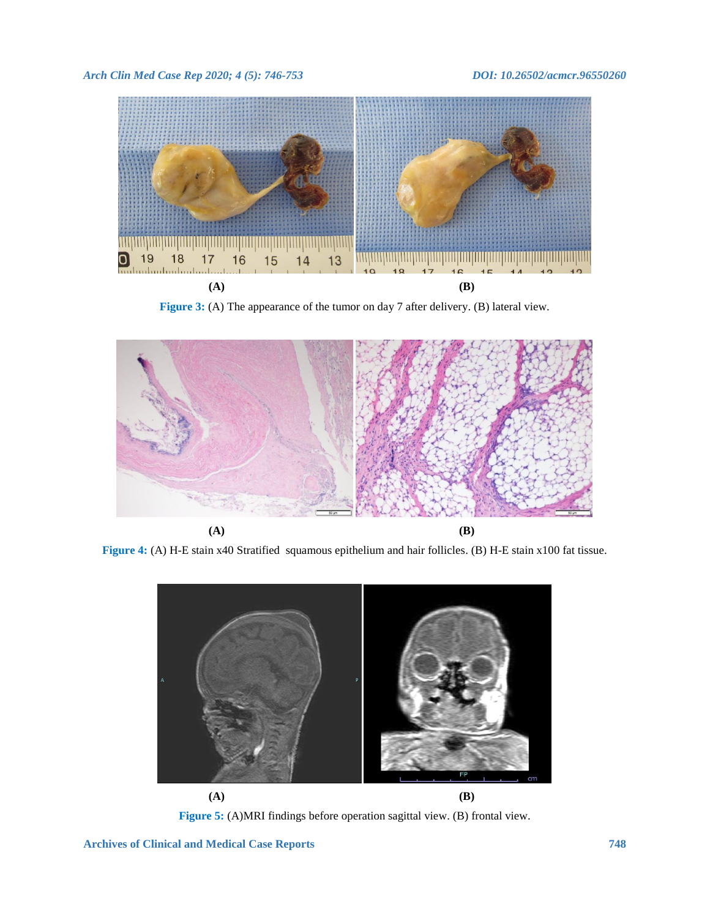**(A)** **(B)**

**Figure 3:** (A) The appearance of the tumor on day 7 after delivery. (B) lateral view.

**(A)** **(B)**

**Figure 4:** (A) H-E stain x40 Stratified squamous epithelium and hair follicles. (B) H-E stain x100 fat tissue.

**(A)** **(B)**

**Figure 5:** (A)MRI findings before operation sagittal view. (B) frontal view.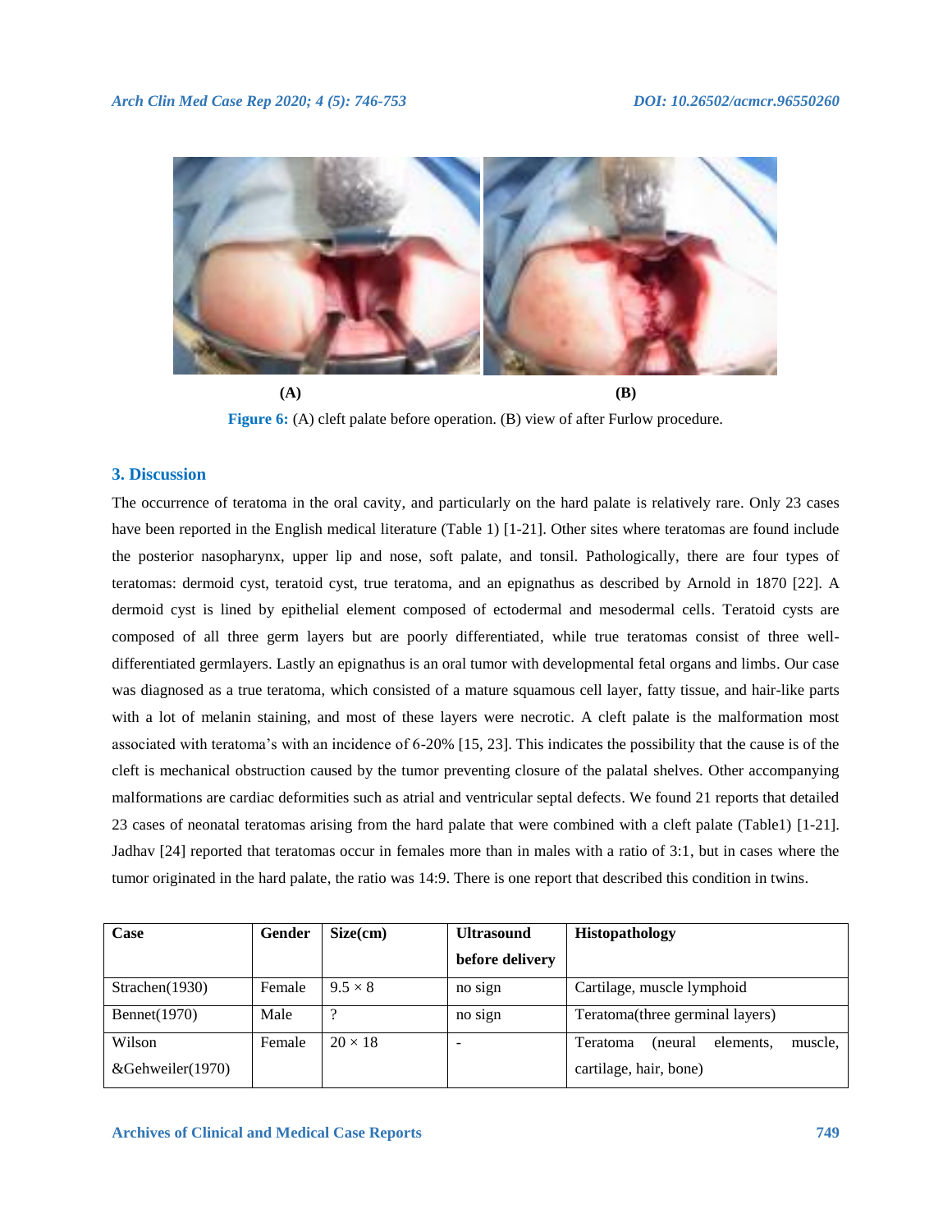(A) (B)

**Figure 6:** (A) cleft palate before operation. (B) view of after Furlow procedure.

## 3. Discussion

The occurrence of teratoma in the oral cavity, and particularly on the hard palate is relatively rare. Only 23 cases have been reported in the English medical literature (Table 1) [1-21]. Other sites where teratomas are found include the posterior nasopharynx, upper lip and nose, soft palate, and tonsil. Pathologically, there are four types of teratomas: dermoid cyst, teratoid cyst, true teratoma, and an epignathus as described by Arnold in 1870 [22]. A dermoid cyst is lined by epithelial element composed of ectodermal and mesodermal cells. Teratoid cysts are composed of all three germ layers but are poorly differentiated, while true teratomas consist of three well-differentiated germlayers. Lastly an epignathus is an oral tumor with developmental fetal organs and limbs. Our case was diagnosed as a true teratoma, which consisted of a mature squamous cell layer, fatty tissue, and hair-like parts with a lot of melanin staining, and most of these layers were necrotic. A cleft palate is the malformation most associated with teratoma's with an incidence of 6-20% [15, 23]. This indicates the possibility that the cause is of the cleft is mechanical obstruction caused by the tumor preventing closure of the palatal shelves. Other accompanying malformations are cardiac deformities such as atrial and ventricular septal defects. We found 21 reports that detailed 23 cases of neonatal teratomas arising from the hard palate that were combined with a cleft palate (Table1) [1-21]. Jadhav [24] reported that teratomas occur in females more than in males with a ratio of 3:1, but in cases where the tumor originated in the hard palate, the ratio was 14:9. There is one report that described this condition in twins.

| Case | Gender | Size(cm) | Ultrasound before delivery | Histopathology |
|---|---|---|---|---|
| Strachen(1930) | Female | 9.5 × 8 | no sign | Cartilage, muscle lymphoid |
| Bennet(1970) | Male | ? | no sign | Teratoma(three germinal layers) |
| Wilson &Gehweiler(1970) | Female | 20 × 18 | - | Teratoma (neural elements, muscle, cartilage, hair, bone) |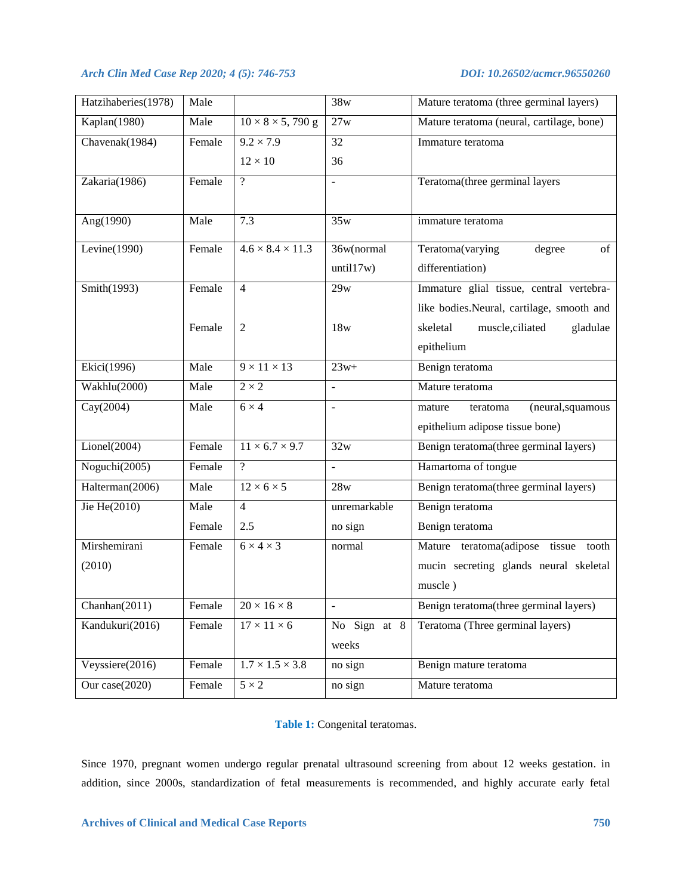| Hatzihaberies(1978) | Male | | 38w | Mature teratoma (three germinal layers) |
|---|---|---|---|---|
| Kaplan(1980) | Male | 10 × 8 × 5, 790 g | 27w | Mature teratoma (neural, cartilage, bone) |
| Chavenak(1984) | Female | 9.2 × 7.9<br>12 × 10 | 32<br>36 | Immature teratoma |
| Zakaria(1986) | Female | ? | - | Teratoma(three germinal layers |
| Ang(1990) | Male | 7.3 | 35w | immature teratoma |
| Levine(1990) | Female | 4.6 × 8.4 × 11.3 | 36w(normal until17w) | Teratoma(varying degree of differentiation) |
| Smith(1993) | Female<br><br>Female | 4<br><br>2 | 29w<br><br>18w | Immature glial tissue, central vertebra-like bodies.Neural, cartilage, smooth and skeletal muscle,ciliated gladulae epithelium |
| Ekici(1996) | Male | 9 × 11 × 13 | 23w+ | Benign teratoma |
| Wakhlu(2000) | Male | 2 × 2 | - | Mature teratoma |
| Cay(2004) | Male | 6 × 4 | - | mature teratoma (neural,squamous epithelium adipose tissue bone) |
| Lionel(2004) | Female | 11 × 6.7 × 9.7 | 32w | Benign teratoma(three germinal layers) |
| Noguchi(2005) | Female | ? | - | Hamartoma of tongue |
| Halterman(2006) | Male | 12 × 6 × 5 | 28w | Benign teratoma(three germinal layers) |
| Jie He(2010) | Male<br>Female | 4<br>2.5 | unremarkable<br>no sign | Benign teratoma<br>Benign teratoma |
| Mirshemirani (2010) | Female | 6 × 4 × 3 | normal | Mature teratoma(adipose tissue tooth mucin secreting glands neural skeletal muscle ) |
| Chanhan(2011) | Female | 20 × 16 × 8 | - | Benign teratoma(three germinal layers) |
| Kandukuri(2016) | Female | 17 × 11 × 6 | No Sign at 8 weeks | Teratoma (Three germinal layers) |
| Veyssiere(2016) | Female | 1.7 × 1.5 × 3.8 | no sign | Benign mature teratoma |
| Our case(2020) | Female | 5 × 2 | no sign | Mature teratoma |

**Table 1:** Congenital teratomas.

Since 1970, pregnant women undergo regular prenatal ultrasound screening from about 12 weeks gestation. in addition, since 2000s, standardization of fetal measurements is recommended, and highly accurate early fetal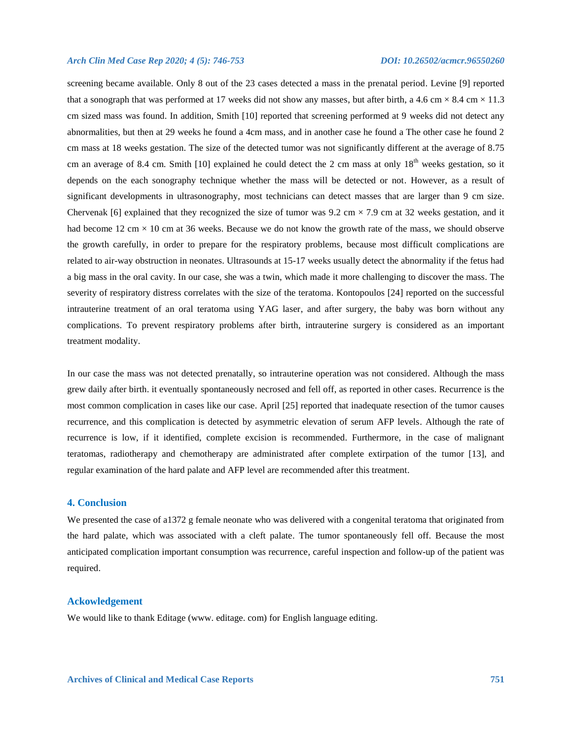screening became available. Only 8 out of the 23 cases detected a mass in the prenatal period. Levine [9] reported that a sonograph that was performed at 17 weeks did not show any masses, but after birth, a 4.6 cm × 8.4 cm × 11.3 cm sized mass was found. In addition, Smith [10] reported that screening performed at 9 weeks did not detect any abnormalities, but then at 29 weeks he found a 4cm mass, and in another case he found a The other case he found 2 cm mass at 18 weeks gestation. The size of the detected tumor was not significantly different at the average of 8.75 cm an average of 8.4 cm. Smith [10] explained he could detect the 2 cm mass at only 18th weeks gestation, so it depends on the each sonography technique whether the mass will be detected or not. However, as a result of significant developments in ultrasonography, most technicians can detect masses that are larger than 9 cm size. Chervenak [6] explained that they recognized the size of tumor was 9.2 cm × 7.9 cm at 32 weeks gestation, and it had become 12 cm × 10 cm at 36 weeks. Because we do not know the growth rate of the mass, we should observe the growth carefully, in order to prepare for the respiratory problems, because most difficult complications are related to air-way obstruction in neonates. Ultrasounds at 15-17 weeks usually detect the abnormality if the fetus had a big mass in the oral cavity. In our case, she was a twin, which made it more challenging to discover the mass. The severity of respiratory distress correlates with the size of the teratoma. Kontopoulos [24] reported on the successful intrauterine treatment of an oral teratoma using YAG laser, and after surgery, the baby was born without any complications. To prevent respiratory problems after birth, intrauterine surgery is considered as an important treatment modality.

In our case the mass was not detected prenatally, so intrauterine operation was not considered. Although the mass grew daily after birth. it eventually spontaneously necrosed and fell off, as reported in other cases. Recurrence is the most common complication in cases like our case. April [25] reported that inadequate resection of the tumor causes recurrence, and this complication is detected by asymmetric elevation of serum AFP levels. Although the rate of recurrence is low, if it identified, complete excision is recommended. Furthermore, in the case of malignant teratomas, radiotherapy and chemotherapy are administrated after complete extirpation of the tumor [13], and regular examination of the hard palate and AFP level are recommended after this treatment.

## 4. Conclusion

We presented the case of a1372 g female neonate who was delivered with a congenital teratoma that originated from the hard palate, which was associated with a cleft palate. The tumor spontaneously fell off. Because the most anticipated complication important consumption was recurrence, careful inspection and follow-up of the patient was required.

## Ackowledgement

We would like to thank Editage (www. editage. com) for English language editing.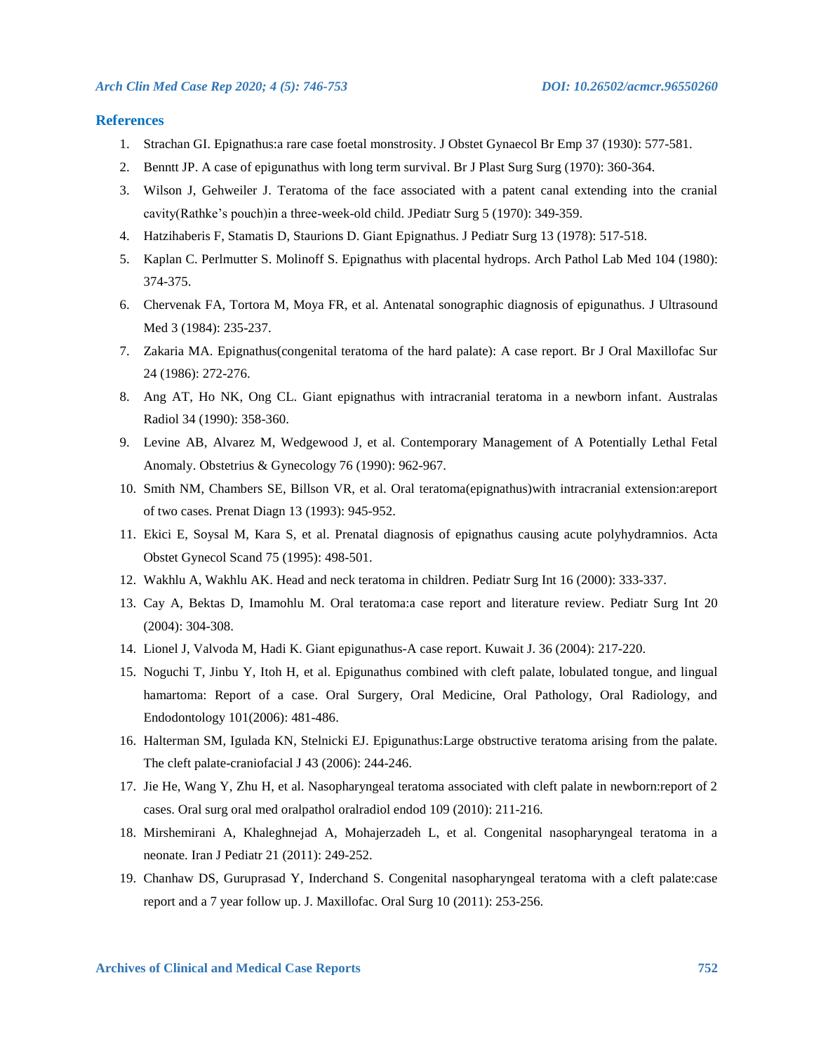## References

1. Strachan GI. Epignathus:a rare case foetal monstrosity. J Obstet Gynaecol Br Emp 37 (1930): 577-581.
2. Benntt JP. A case of epigunathus with long term survival. Br J Plast Surg Surg (1970): 360-364.
3. Wilson J, Gehweiler J. Teratoma of the face associated with a patent canal extending into the cranial cavity(Rathke's pouch)in a three-week-old child. JPediatr Surg 5 (1970): 349-359.
4. Hatzihaberis F, Stamatis D, Staurions D. Giant Epignathus. J Pediatr Surg 13 (1978): 517-518.
5. Kaplan C. Perlmutter S. Molinoff S. Epignathus with placental hydrops. Arch Pathol Lab Med 104 (1980): 374-375.
6. Chervenak FA, Tortora M, Moya FR, et al. Antenatal sonographic diagnosis of epigunathus. J Ultrasound Med 3 (1984): 235-237.
7. Zakaria MA. Epignathus(congenital teratoma of the hard palate): A case report. Br J Oral Maxillofac Sur 24 (1986): 272-276.
8. Ang AT, Ho NK, Ong CL. Giant epignathus with intracranial teratoma in a newborn infant. Australas Radiol 34 (1990): 358-360.
9. Levine AB, Alvarez M, Wedgewood J, et al. Contemporary Management of A Potentially Lethal Fetal Anomaly. Obstetrius & Gynecology 76 (1990): 962-967.
10. Smith NM, Chambers SE, Billson VR, et al. Oral teratoma(epignathus)with intracranial extension:areport of two cases. Prenat Diagn 13 (1993): 945-952.
11. Ekici E, Soysal M, Kara S, et al. Prenatal diagnosis of epignathus causing acute polyhydramnios. Acta Obstet Gynecol Scand 75 (1995): 498-501.
12. Wakhlu A, Wakhlu AK. Head and neck teratoma in children. Pediatr Surg Int 16 (2000): 333-337.
13. Cay A, Bektas D, Imamohlu M. Oral teratoma:a case report and literature review. Pediatr Surg Int 20 (2004): 304-308.
14. Lionel J, Valvoda M, Hadi K. Giant epigunathus-A case report. Kuwait J. 36 (2004): 217-220.
15. Noguchi T, Jinbu Y, Itoh H, et al. Epigunathus combined with cleft palate, lobulated tongue, and lingual hamartoma: Report of a case. Oral Surgery, Oral Medicine, Oral Pathology, Oral Radiology, and Endodontology 101(2006): 481-486.
16. Halterman SM, Igulada KN, Stelnicki EJ. Epigunathus:Large obstructive teratoma arising from the palate. The cleft palate-craniofacial J 43 (2006): 244-246.
17. Jie He, Wang Y, Zhu H, et al. Nasopharyngeal teratoma associated with cleft palate in newborn:report of 2 cases. Oral surg oral med oralpathol oralradiol endod 109 (2010): 211-216.
18. Mirshemirani A, Khaleghnejad A, Mohajerzadeh L, et al. Congenital nasopharyngeal teratoma in a neonate. Iran J Pediatr 21 (2011): 249-252.
19. Chanhaw DS, Guruprasad Y, Inderchand S. Congenital nasopharyngeal teratoma with a cleft palate:case report and a 7 year follow up. J. Maxillofac. Oral Surg 10 (2011): 253-256.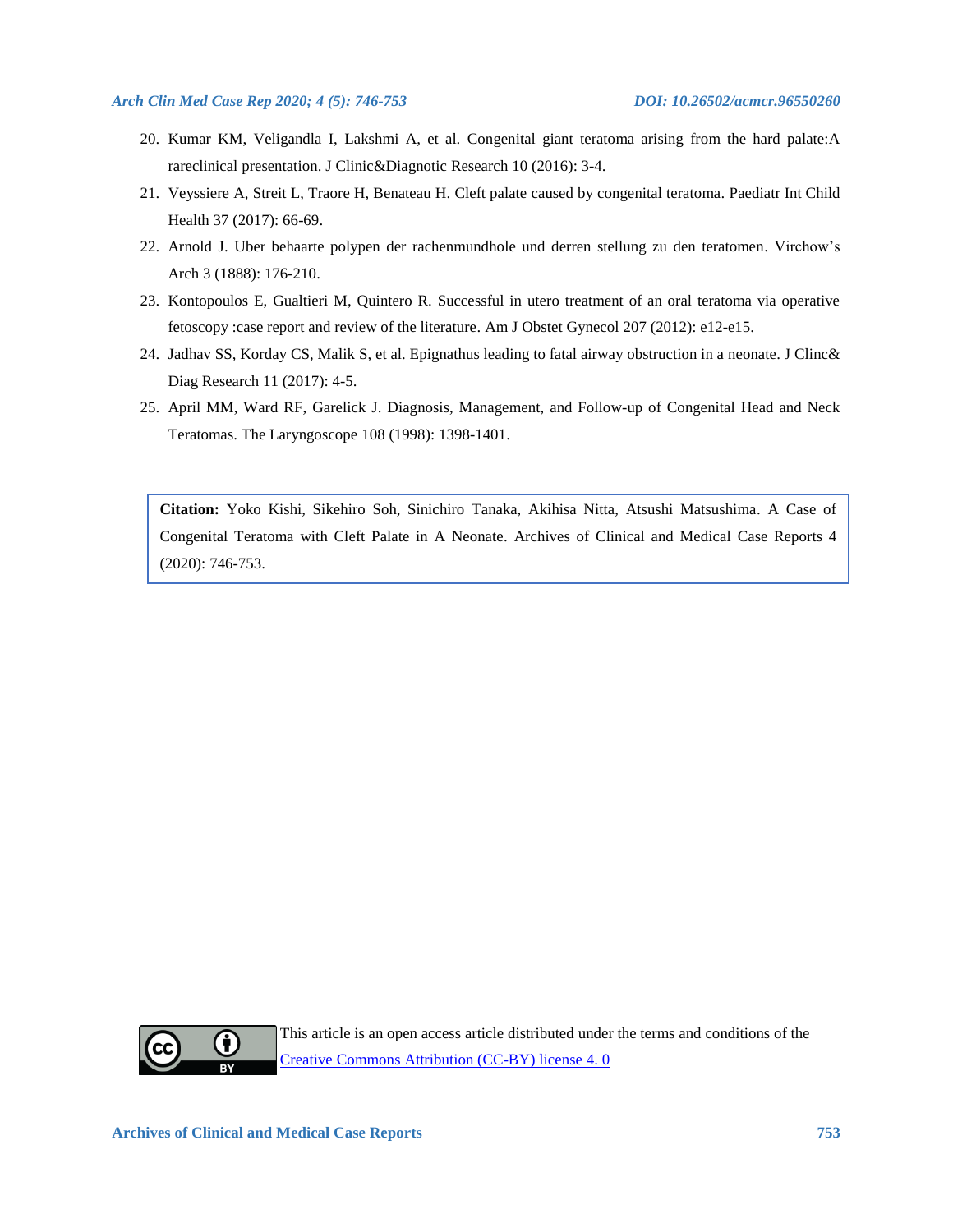20. Kumar KM, Veligandla I, Lakshmi A, et al. Congenital giant teratoma arising from the hard palate:A rareclinical presentation. J Clinic&Diagnotic Research 10 (2016): 3-4.
21. Veyssiere A, Streit L, Traore H, Benateau H. Cleft palate caused by congenital teratoma. Paediatr Int Child Health 37 (2017): 66-69.
22. Arnold J. Uber behaarte polypen der rachenmundhole und derren stellung zu den teratomen. Virchow's Arch 3 (1888): 176-210.
23. Kontopoulos E, Gualtieri M, Quintero R. Successful in utero treatment of an oral teratoma via operative fetoscopy :case report and review of the literature. Am J Obstet Gynecol 207 (2012): e12-e15.
24. Jadhav SS, Korday CS, Malik S, et al. Epignathus leading to fatal airway obstruction in a neonate. J Clinc& Diag Research 11 (2017): 4-5.
25. April MM, Ward RF, Garelick J. Diagnosis, Management, and Follow-up of Congenital Head and Neck Teratomas. The Laryngoscope 108 (1998): 1398-1401.

**Citation:** Yoko Kishi, Sikehiro Soh, Sinichiro Tanaka, Akihisa Nitta, Atsushi Matsushima. A Case of Congenital Teratoma with Cleft Palate in A Neonate. Archives of Clinical and Medical Case Reports 4 (2020): 746-753.

This article is an open access article distributed under the terms and conditions of the Creative Commons Attribution (CC-BY) license 4. 0